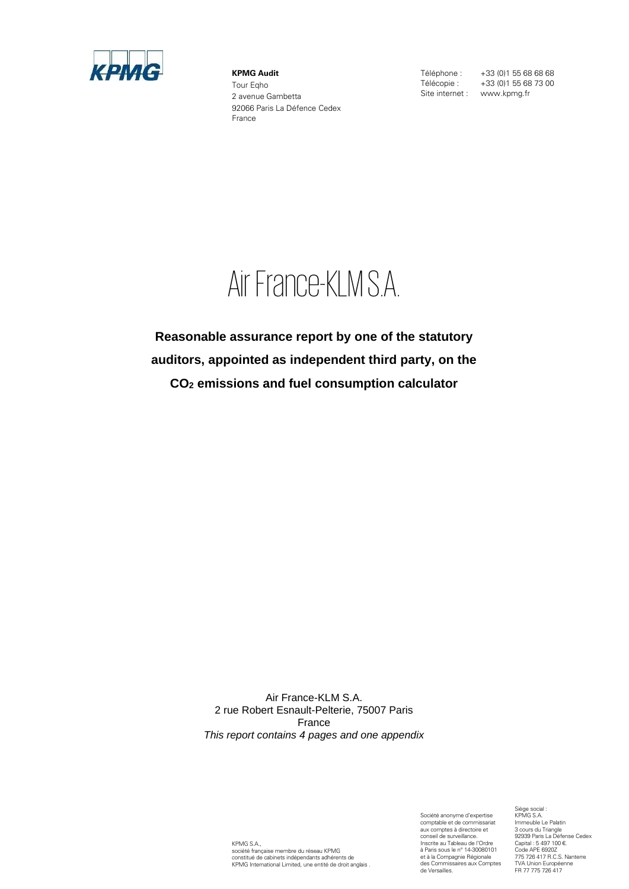**KPMG Audit**
Tour Eqho
2 avenue Gambetta
92066 Paris La Défence Cedex
France

Téléphone : +33 (0)1 55 68 68 68
Télécopie : +33 (0)1 55 68 73 00
Site internet : www.kpmg.fr

# Air France-KLM S.A.

## Reasonable assurance report by one of the statutory auditors, appointed as independent third party, on the $CO_2$ emissions and fuel consumption calculator

Air France-KLM S.A.
2 rue Robert Esnault-Pelterie, 75007 Paris
France
*This report contains 4 pages and one appendix*

KPMG S.A.,
société française membre du réseau KPMG
constitué de cabinets indépendants adhérents de
KPMG International Limited, une entité de droit anglais .

Société anonyme d'expertise
comptable et de commissariat
aux comptes à directoire et
conseil de surveillance.
Inscrite au Tableau de l'Ordre
à Paris sous le n° 14-30080101
et à la Compagnie Régionale
des Commissaires aux Comptes
de Versailles.

Siège social :
KPMG S.A.
Immeuble Le Palatin
3 cours du Triangle
92939 Paris La Défense Cedex
Capital : 5 497 100 €.
Code APE 6920Z
775 726 417 R.C.S. Nanterre
TVA Union Européenne
FR 77 775 726 417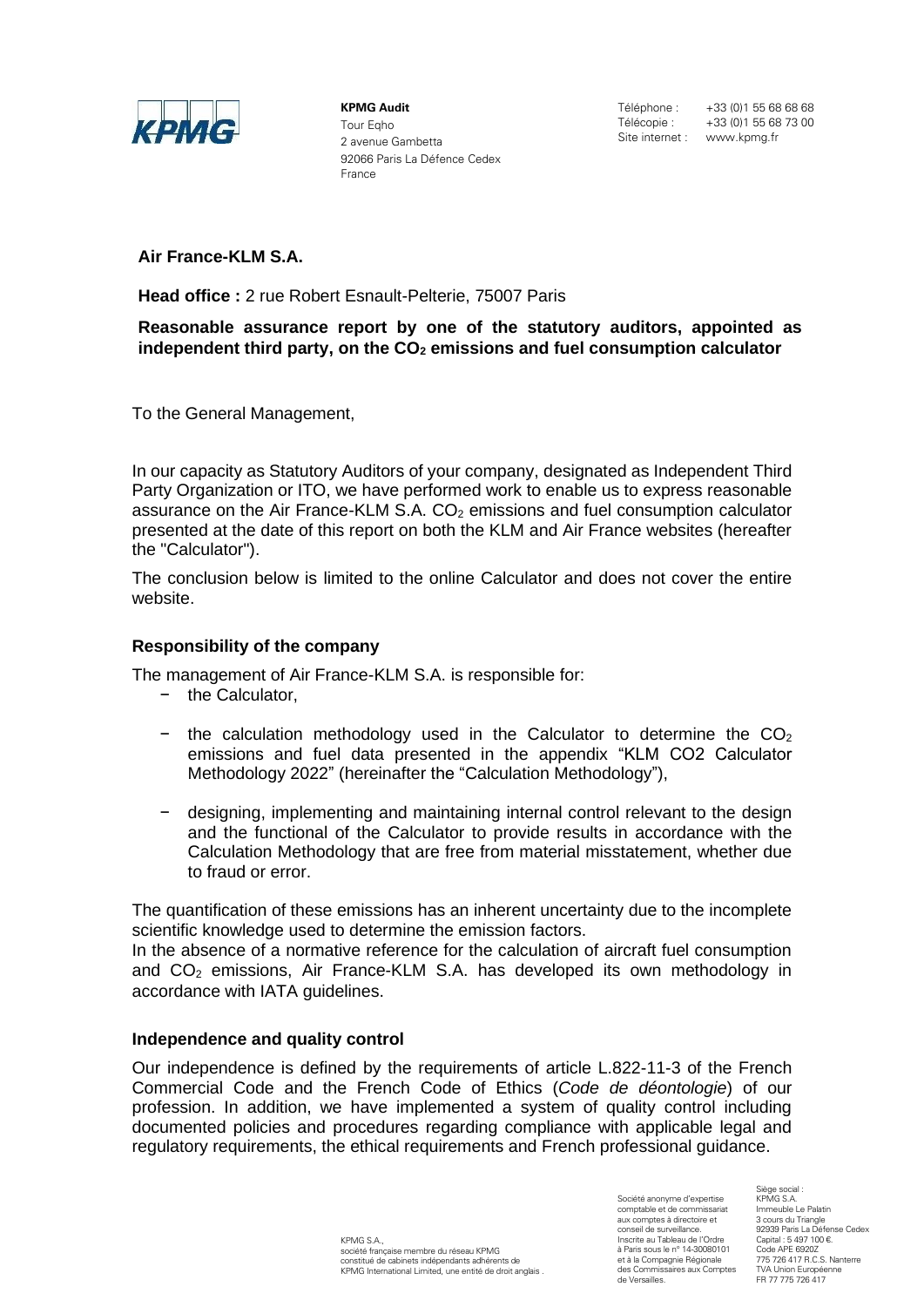**KPMG Audit**
Tour Eqho
2 avenue Gambetta
92066 Paris La Défence Cedex
France

Téléphone : +33 (0)1 55 68 68 68
Télécopie : +33 (0)1 55 68 73 00
Site internet : www.kpmg.fr

**Air France-KLM S.A.**

**Head office :** 2 rue Robert Esnault-Pelterie, 75007 Paris

**Reasonable assurance report by one of the statutory auditors, appointed as independent third party, on the $CO_2$ emissions and fuel consumption calculator**

To the General Management,

In our capacity as Statutory Auditors of your company, designated as Independent Third Party Organization or ITO, we have performed work to enable us to express reasonable assurance on the Air France-KLM S.A. $CO_2$ emissions and fuel consumption calculator presented at the date of this report on both the KLM and Air France websites (hereafter the "Calculator").

The conclusion below is limited to the online Calculator and does not cover the entire website.

## Responsibility of the company

The management of Air France-KLM S.A. is responsible for:

- the Calculator,
- the calculation methodology used in the Calculator to determine the $CO_2$ emissions and fuel data presented in the appendix "KLM CO2 Calculator Methodology 2022" (hereinafter the "Calculation Methodology"),
- designing, implementing and maintaining internal control relevant to the design and the functional of the Calculator to provide results in accordance with the Calculation Methodology that are free from material misstatement, whether due to fraud or error.

The quantification of these emissions has an inherent uncertainty due to the incomplete scientific knowledge used to determine the emission factors.
In the absence of a normative reference for the calculation of aircraft fuel consumption and $CO_2$ emissions, Air France-KLM S.A. has developed its own methodology in accordance with IATA guidelines.

## Independence and quality control

Our independence is defined by the requirements of article L.822-11-3 of the French Commercial Code and the French Code of Ethics (*Code de déontologie*) of our profession. In addition, we have implemented a system of quality control including documented policies and procedures regarding compliance with applicable legal and regulatory requirements, the ethical requirements and French professional guidance.

KPMG S.A., société française membre du réseau KPMG constitué de cabinets indépendants adhérents de KPMG International Limited, une entité de droit anglais.

Société anonyme d'expertise comptable et de commissariat aux comptes à directoire et conseil de surveillance. Inscrite au Tableau de l'Ordre à Paris sous le n° 14-30080101 et à la Compagnie Régionale des Commissaires aux Comptes de Versailles.

Siège social : KPMG S.A. Immeuble Le Palatin 3 cours du Triangle 92939 Paris La Défense Cedex Capital : 5 497 100 €. Code APE 6920Z 775 726 417 R.C.S. Nanterre TVA Union Européenne FR 77 775 726 417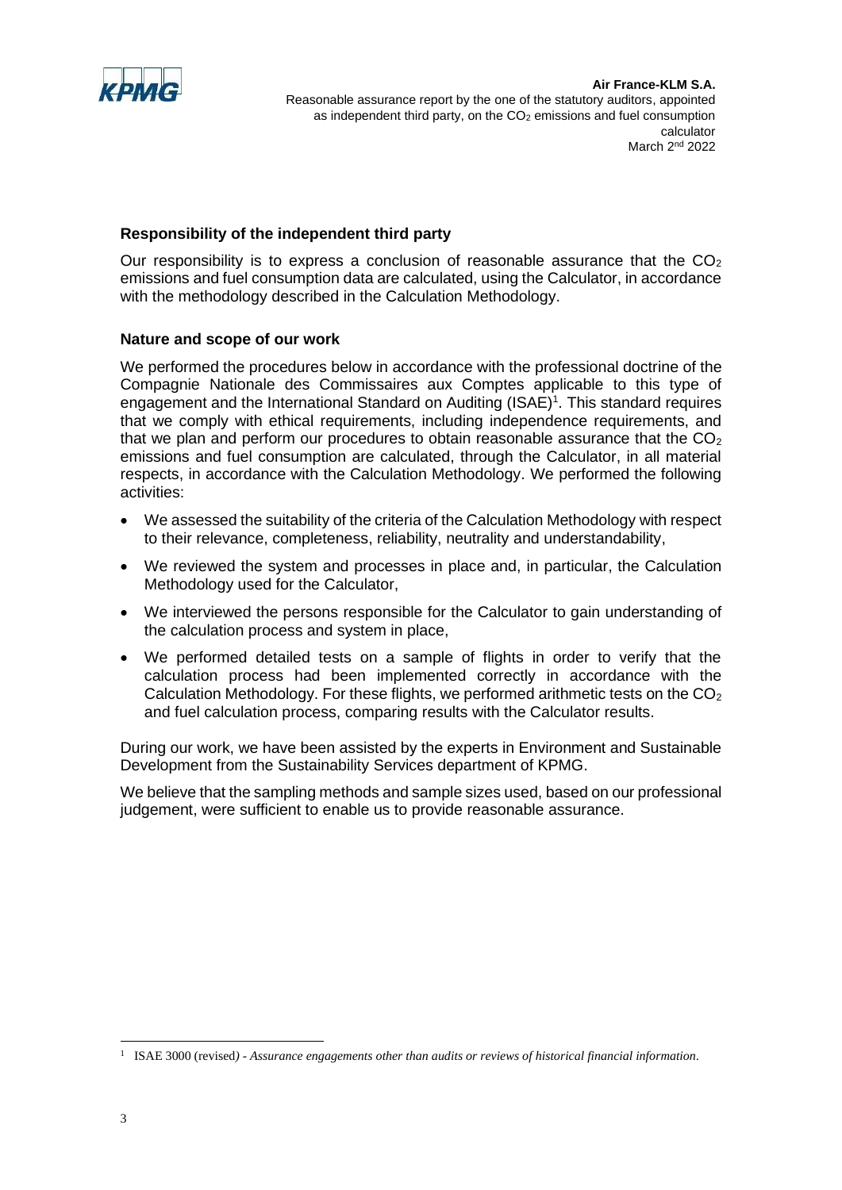### Responsibility of the independent third party

Our responsibility is to express a conclusion of reasonable assurance that the $CO_2$ emissions and fuel consumption data are calculated, using the Calculator, in accordance with the methodology described in the Calculation Methodology.

### Nature and scope of our work

We performed the procedures below in accordance with the professional doctrine of the Compagnie Nationale des Commissaires aux Comptes applicable to this type of engagement and the International Standard on Auditing (ISAE)[1]. This standard requires that we comply with ethical requirements, including independence requirements, and that we plan and perform our procedures to obtain reasonable assurance that the $CO_2$ emissions and fuel consumption are calculated, through the Calculator, in all material respects, in accordance with the Calculation Methodology. We performed the following activities:

- We assessed the suitability of the criteria of the Calculation Methodology with respect to their relevance, completeness, reliability, neutrality and understandability,
- We reviewed the system and processes in place and, in particular, the Calculation Methodology used for the Calculator,
- We interviewed the persons responsible for the Calculator to gain understanding of the calculation process and system in place,
- We performed detailed tests on a sample of flights in order to verify that the calculation process had been implemented correctly in accordance with the Calculation Methodology. For these flights, we performed arithmetic tests on the $CO_2$ and fuel calculation process, comparing results with the Calculator results.

During our work, we have been assisted by the experts in Environment and Sustainable Development from the Sustainability Services department of KPMG.

We believe that the sampling methods and sample sizes used, based on our professional judgement, were sufficient to enable us to provide reasonable assurance.

[1] ISAE 3000 (revised) - *Assurance engagements other than audits or reviews of historical financial information*.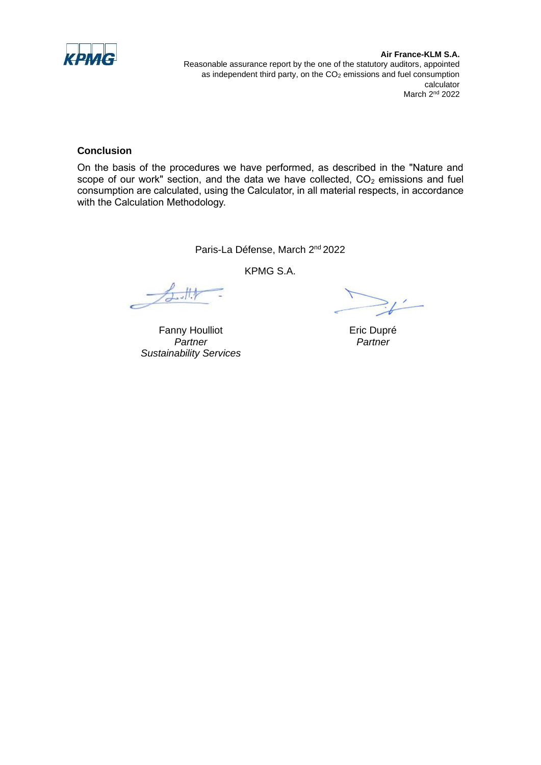## Conclusion

On the basis of the procedures we have performed, as described in the "Nature and scope of our work" section, and the data we have collected, $CO_2$ emissions and fuel consumption are calculated, using the Calculator, in all material respects, in accordance with the Calculation Methodology.

Paris-La Défense, March 2nd 2022

KPMG S.A.

| Fanny Houlliot | Eric Dupré |
|---|---|
| *Partner* | *Partner* |
| *Sustainability Services* | |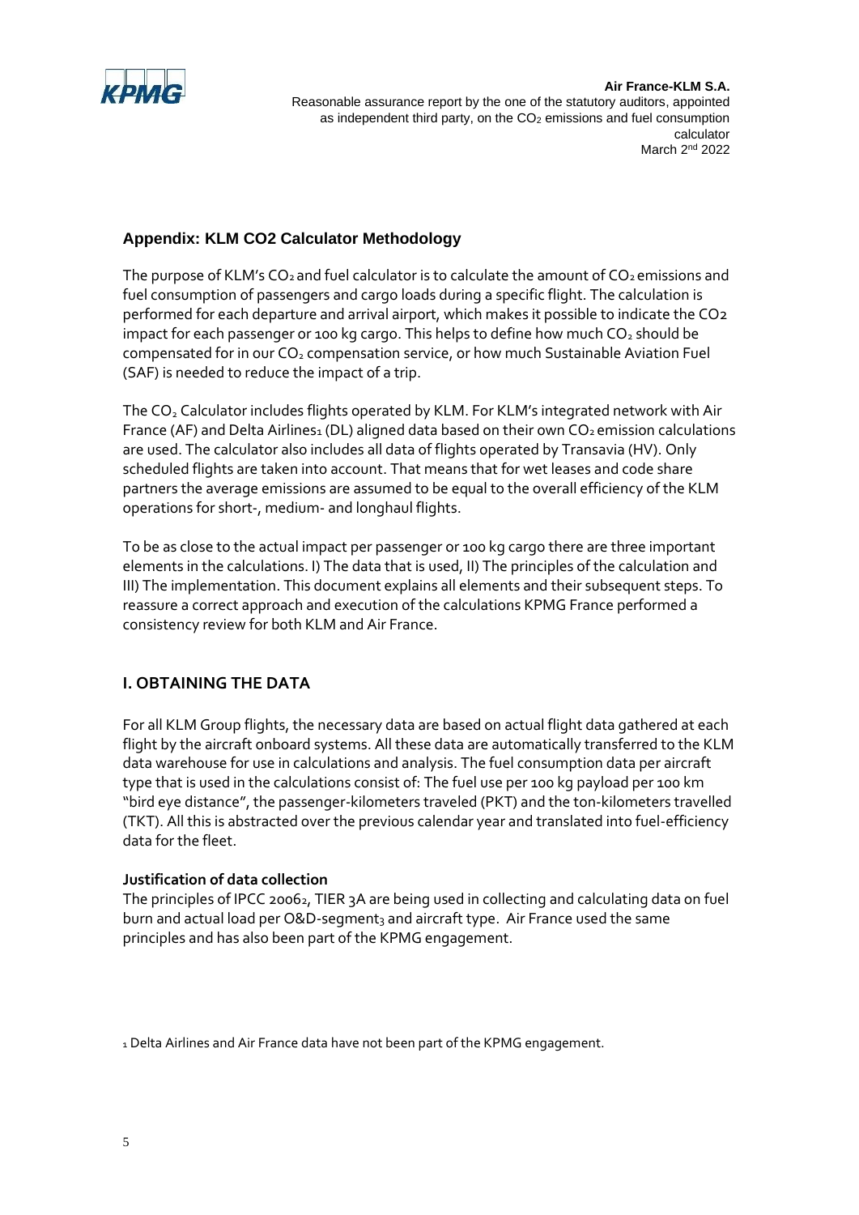## Appendix: KLM CO2 Calculator Methodology

The purpose of KLM's $CO_2$ and fuel calculator is to calculate the amount of $CO_2$ emissions and fuel consumption of passengers and cargo loads during a specific flight. The calculation is performed for each departure and arrival airport, which makes it possible to indicate the CO2 impact for each passenger or 100 kg cargo. This helps to define how much $CO_2$ should be compensated for in our $CO_2$ compensation service, or how much Sustainable Aviation Fuel (SAF) is needed to reduce the impact of a trip.

The $CO_2$ Calculator includes flights operated by KLM. For KLM's integrated network with Air France (AF) and Delta Airlines[1] (DL) aligned data based on their own $CO_2$ emission calculations are used. The calculator also includes all data of flights operated by Transavia (HV). Only scheduled flights are taken into account. That means that for wet leases and code share partners the average emissions are assumed to be equal to the overall efficiency of the KLM operations for short-, medium- and longhaul flights.

To be as close to the actual impact per passenger or 100 kg cargo there are three important elements in the calculations. I) The data that is used, II) The principles of the calculation and III) The implementation. This document explains all elements and their subsequent steps. To reassure a correct approach and execution of the calculations KPMG France performed a consistency review for both KLM and Air France.

## I. OBTAINING THE DATA

For all KLM Group flights, the necessary data are based on actual flight data gathered at each flight by the aircraft onboard systems. All these data are automatically transferred to the KLM data warehouse for use in calculations and analysis. The fuel consumption data per aircraft type that is used in the calculations consist of: The fuel use per 100 kg payload per 100 km "bird eye distance", the passenger-kilometers traveled (PKT) and the ton-kilometers travelled (TKT). All this is abstracted over the previous calendar year and translated into fuel-efficiency data for the fleet.

**Justification of data collection**

The principles of IPCC 2006[2], TIER 3A are being used in collecting and calculating data on fuel burn and actual load per O&D-segment[3] and aircraft type. Air France used the same principles and has also been part of the KPMG engagement.

[1] Delta Airlines and Air France data have not been part of the KPMG engagement.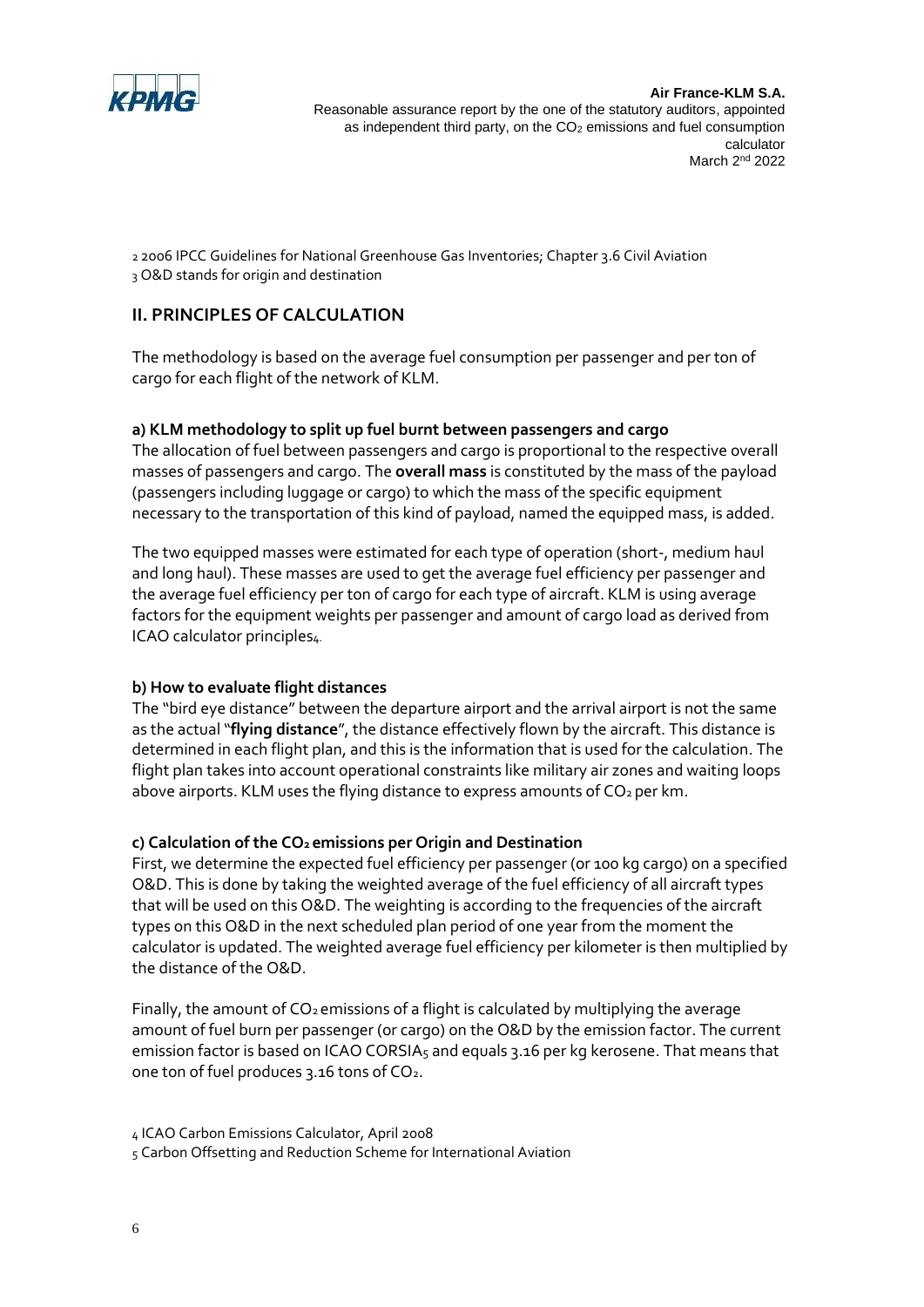[2] 2006 IPCC Guidelines for National Greenhouse Gas Inventories; Chapter 3.6 Civil Aviation
[3] O&D stands for origin and destination

## II. PRINCIPLES OF CALCULATION

The methodology is based on the average fuel consumption per passenger and per ton of cargo for each flight of the network of KLM.

### a) KLM methodology to split up fuel burnt between passengers and cargo

The allocation of fuel between passengers and cargo is proportional to the respective overall masses of passengers and cargo. The **overall mass** is constituted by the mass of the payload (passengers including luggage or cargo) to which the mass of the specific equipment necessary to the transportation of this kind of payload, named the equipped mass, is added.

The two equipped masses were estimated for each type of operation (short-, medium haul and long haul). These masses are used to get the average fuel efficiency per passenger and the average fuel efficiency per ton of cargo for each type of aircraft. KLM is using average factors for the equipment weights per passenger and amount of cargo load as derived from ICAO calculator principles[4].

### b) How to evaluate flight distances

The "bird eye distance" between the departure airport and the arrival airport is not the same as the actual "**flying distance**", the distance effectively flown by the aircraft. This distance is determined in each flight plan, and this is the information that is used for the calculation. The flight plan takes into account operational constraints like military air zones and waiting loops above airports. KLM uses the flying distance to express amounts of $CO_2$ per km.

### c) Calculation of the $CO_2$ emissions per Origin and Destination

First, we determine the expected fuel efficiency per passenger (or 100 kg cargo) on a specified O&D. This is done by taking the weighted average of the fuel efficiency of all aircraft types that will be used on this O&D. The weighting is according to the frequencies of the aircraft types on this O&D in the next scheduled plan period of one year from the moment the calculator is updated. The weighted average fuel efficiency per kilometer is then multiplied by the distance of the O&D.

Finally, the amount of $CO_2$ emissions of a flight is calculated by multiplying the average amount of fuel burn per passenger (or cargo) on the O&D by the emission factor. The current emission factor is based on ICAO CORSIA[5] and equals 3.16 per kg kerosene. That means that one ton of fuel produces 3.16 tons of $CO_2$.

[4] ICAO Carbon Emissions Calculator, April 2008
[5] Carbon Offsetting and Reduction Scheme for International Aviation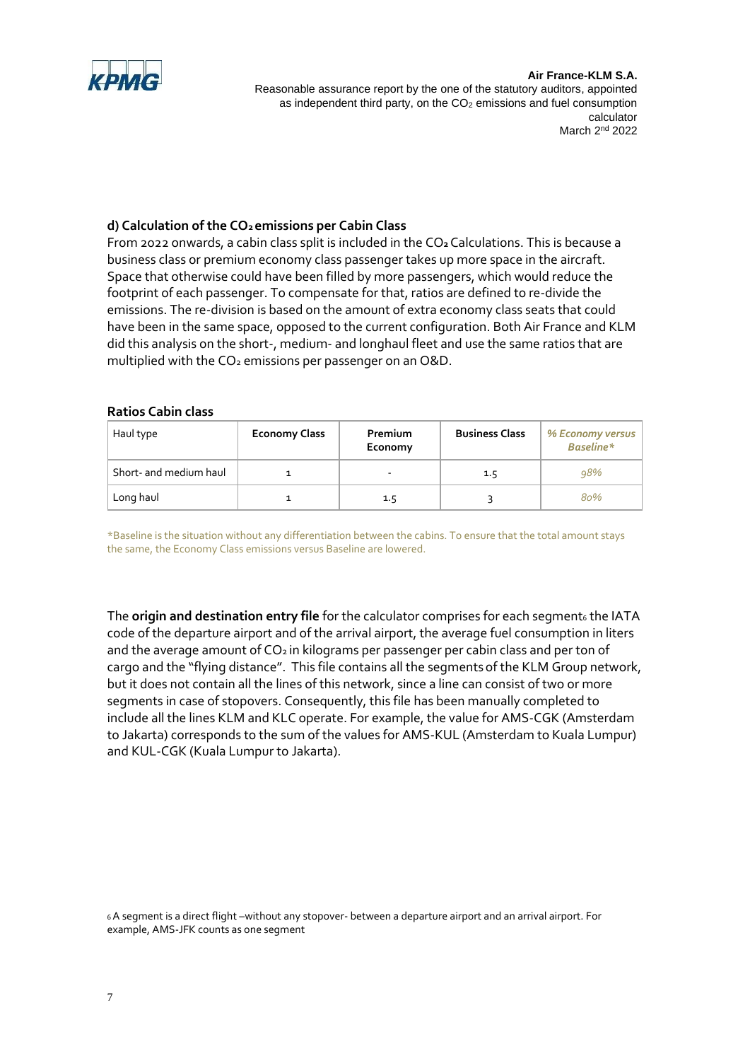### d) Calculation of the $CO_2$ emissions per Cabin Class

From 2022 onwards, a cabin class split is included in the $CO_2$ Calculations. This is because a business class or premium economy class passenger takes up more space in the aircraft. Space that otherwise could have been filled by more passengers, which would reduce the footprint of each passenger. To compensate for that, ratios are defined to re-divide the emissions. The re-division is based on the amount of extra economy class seats that could have been in the same space, opposed to the current configuration. Both Air France and KLM did this analysis on the short-, medium- and longhaul fleet and use the same ratios that are multiplied with the $CO_2$ emissions per passenger on an O&D.

**Ratios Cabin class**

| Haul type | Economy Class | Premium Economy | Business Class | *% Economy versus Baseline** |
|---|---|---|---|---|
| Short- and medium haul | 1 | - | 1.5 | *98%* |
| Long haul | 1 | 1.5 | 3 | *80%* |

*Baseline is the situation without any differentiation between the cabins. To ensure that the total amount stays the same, the Economy Class emissions versus Baseline are lowered.

The **origin and destination entry file** for the calculator comprises for each segment[6] the IATA code of the departure airport and of the arrival airport, the average fuel consumption in liters and the average amount of $CO_2$ in kilograms per passenger per cabin class and per ton of cargo and the "flying distance". This file contains all the segments of the KLM Group network, but it does not contain all the lines of this network, since a line can consist of two or more segments in case of stopovers. Consequently, this file has been manually completed to include all the lines KLM and KLC operate. For example, the value for AMS-CGK (Amsterdam to Jakarta) corresponds to the sum of the values for AMS-KUL (Amsterdam to Kuala Lumpur) and KUL-CGK (Kuala Lumpur to Jakarta).

[6] A segment is a direct flight –without any stopover- between a departure airport and an arrival airport. For example, AMS-JFK counts as one segment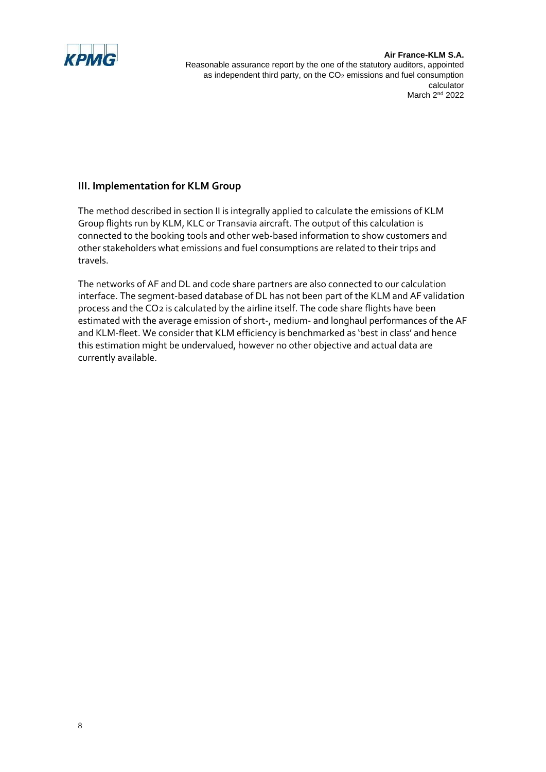### III. Implementation for KLM Group

The method described in section II is integrally applied to calculate the emissions of KLM Group flights run by KLM, KLC or Transavia aircraft. The output of this calculation is connected to the booking tools and other web-based information to show customers and other stakeholders what emissions and fuel consumptions are related to their trips and travels.

The networks of AF and DL and code share partners are also connected to our calculation interface. The segment-based database of DL has not been part of the KLM and AF validation process and the $CO_2$ is calculated by the airline itself. The code share flights have been estimated with the average emission of short-, medium- and longhaul performances of the AF and KLM-fleet. We consider that KLM efficiency is benchmarked as 'best in class' and hence this estimation might be undervalued, however no other objective and actual data are currently available.